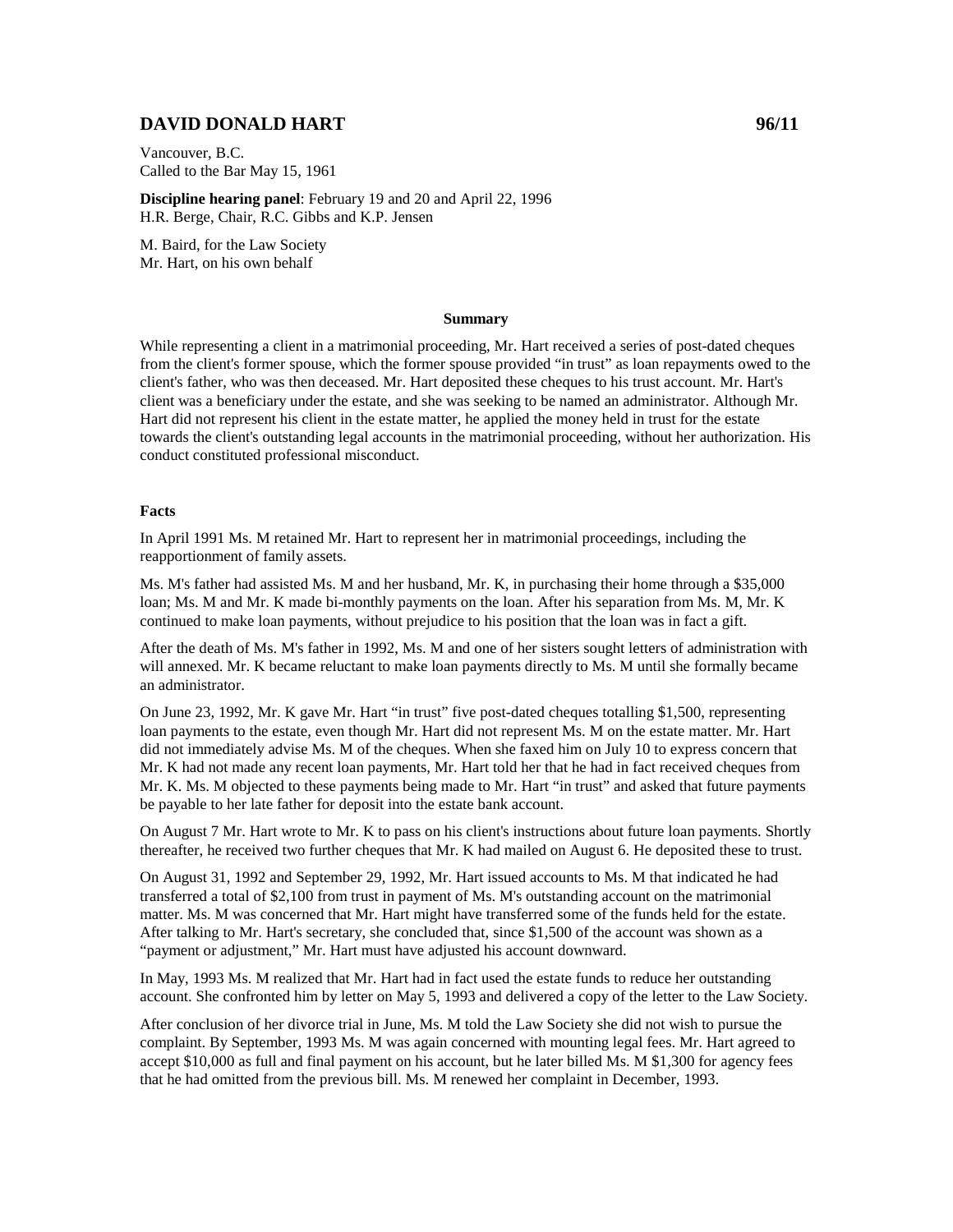## DAVID DONALD HART 96/11

Vancouver, B.C.
Called to the Bar May 15, 1961

**Discipline hearing panel**: February 19 and 20 and April 22, 1996
H.R. Berge, Chair, R.C. Gibbs and K.P. Jensen

M. Baird, for the Law Society
Mr. Hart, on his own behalf

### Summary

While representing a client in a matrimonial proceeding, Mr. Hart received a series of post-dated cheques from the client's former spouse, which the former spouse provided "in trust" as loan repayments owed to the client's father, who was then deceased. Mr. Hart deposited these cheques to his trust account. Mr. Hart's client was a beneficiary under the estate, and she was seeking to be named an administrator. Although Mr. Hart did not represent his client in the estate matter, he applied the money held in trust for the estate towards the client's outstanding legal accounts in the matrimonial proceeding, without her authorization. His conduct constituted professional misconduct.

### Facts

In April 1991 Ms. M retained Mr. Hart to represent her in matrimonial proceedings, including the reapportionment of family assets.

Ms. M's father had assisted Ms. M and her husband, Mr. K, in purchasing their home through a $35,000 loan; Ms. M and Mr. K made bi-monthly payments on the loan. After his separation from Ms. M, Mr. K continued to make loan payments, without prejudice to his position that the loan was in fact a gift.

After the death of Ms. M's father in 1992, Ms. M and one of her sisters sought letters of administration with will annexed. Mr. K became reluctant to make loan payments directly to Ms. M until she formally became an administrator.

On June 23, 1992, Mr. K gave Mr. Hart "in trust" five post-dated cheques totalling $1,500, representing loan payments to the estate, even though Mr. Hart did not represent Ms. M on the estate matter. Mr. Hart did not immediately advise Ms. M of the cheques. When she faxed him on July 10 to express concern that Mr. K had not made any recent loan payments, Mr. Hart told her that he had in fact received cheques from Mr. K. Ms. M objected to these payments being made to Mr. Hart "in trust" and asked that future payments be payable to her late father for deposit into the estate bank account.

On August 7 Mr. Hart wrote to Mr. K to pass on his client's instructions about future loan payments. Shortly thereafter, he received two further cheques that Mr. K had mailed on August 6. He deposited these to trust.

On August 31, 1992 and September 29, 1992, Mr. Hart issued accounts to Ms. M that indicated he had transferred a total of $2,100 from trust in payment of Ms. M's outstanding account on the matrimonial matter. Ms. M was concerned that Mr. Hart might have transferred some of the funds held for the estate. After talking to Mr. Hart's secretary, she concluded that, since $1,500 of the account was shown as a "payment or adjustment," Mr. Hart must have adjusted his account downward.

In May, 1993 Ms. M realized that Mr. Hart had in fact used the estate funds to reduce her outstanding account. She confronted him by letter on May 5, 1993 and delivered a copy of the letter to the Law Society.

After conclusion of her divorce trial in June, Ms. M told the Law Society she did not wish to pursue the complaint. By September, 1993 Ms. M was again concerned with mounting legal fees. Mr. Hart agreed to accept $10,000 as full and final payment on his account, but he later billed Ms. M $1,300 for agency fees that he had omitted from the previous bill. Ms. M renewed her complaint in December, 1993.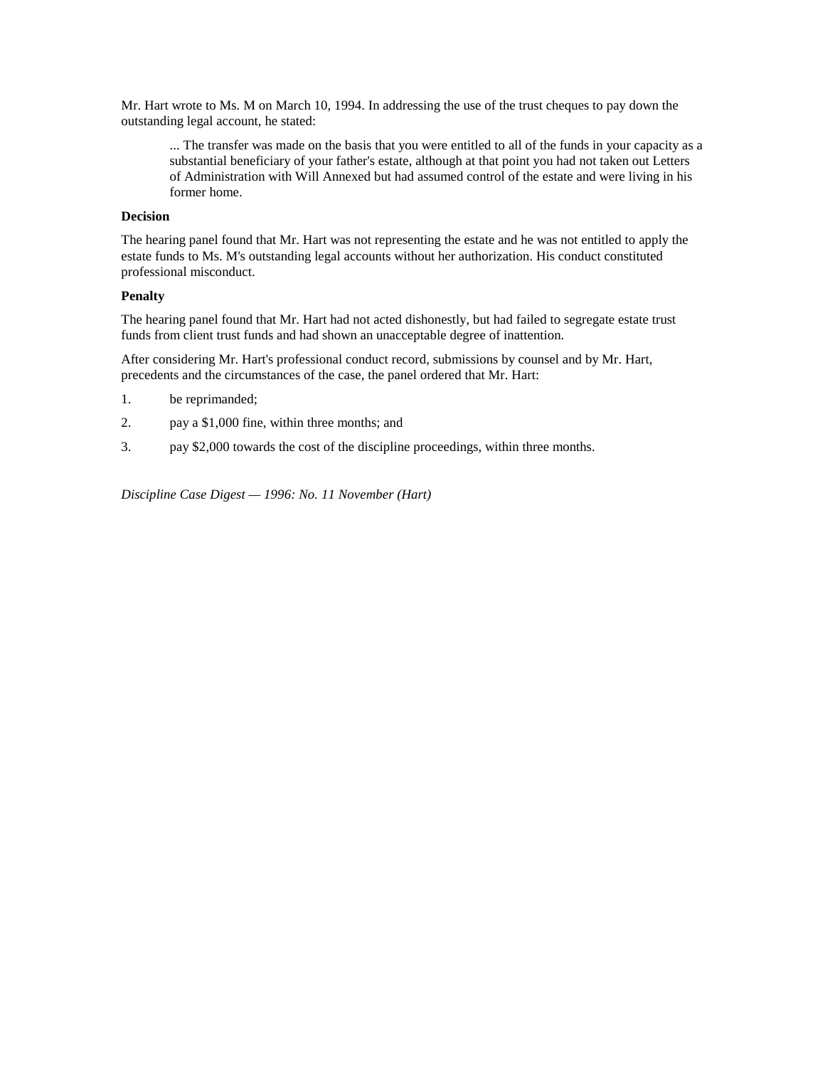Mr. Hart wrote to Ms. M on March 10, 1994. In addressing the use of the trust cheques to pay down the outstanding legal account, he stated:

> ... The transfer was made on the basis that you were entitled to all of the funds in your capacity as a substantial beneficiary of your father's estate, although at that point you had not taken out Letters of Administration with Will Annexed but had assumed control of the estate and were living in his former home.

**Decision**

The hearing panel found that Mr. Hart was not representing the estate and he was not entitled to apply the estate funds to Ms. M's outstanding legal accounts without her authorization. His conduct constituted professional misconduct.

**Penalty**

The hearing panel found that Mr. Hart had not acted dishonestly, but had failed to segregate estate trust funds from client trust funds and had shown an unacceptable degree of inattention.

After considering Mr. Hart's professional conduct record, submissions by counsel and by Mr. Hart, precedents and the circumstances of the case, the panel ordered that Mr. Hart:

1. be reprimanded;
2. pay a $1,000 fine, within three months; and
3. pay $2,000 towards the cost of the discipline proceedings, within three months.

*Discipline Case Digest — 1996: No. 11 November (Hart)*